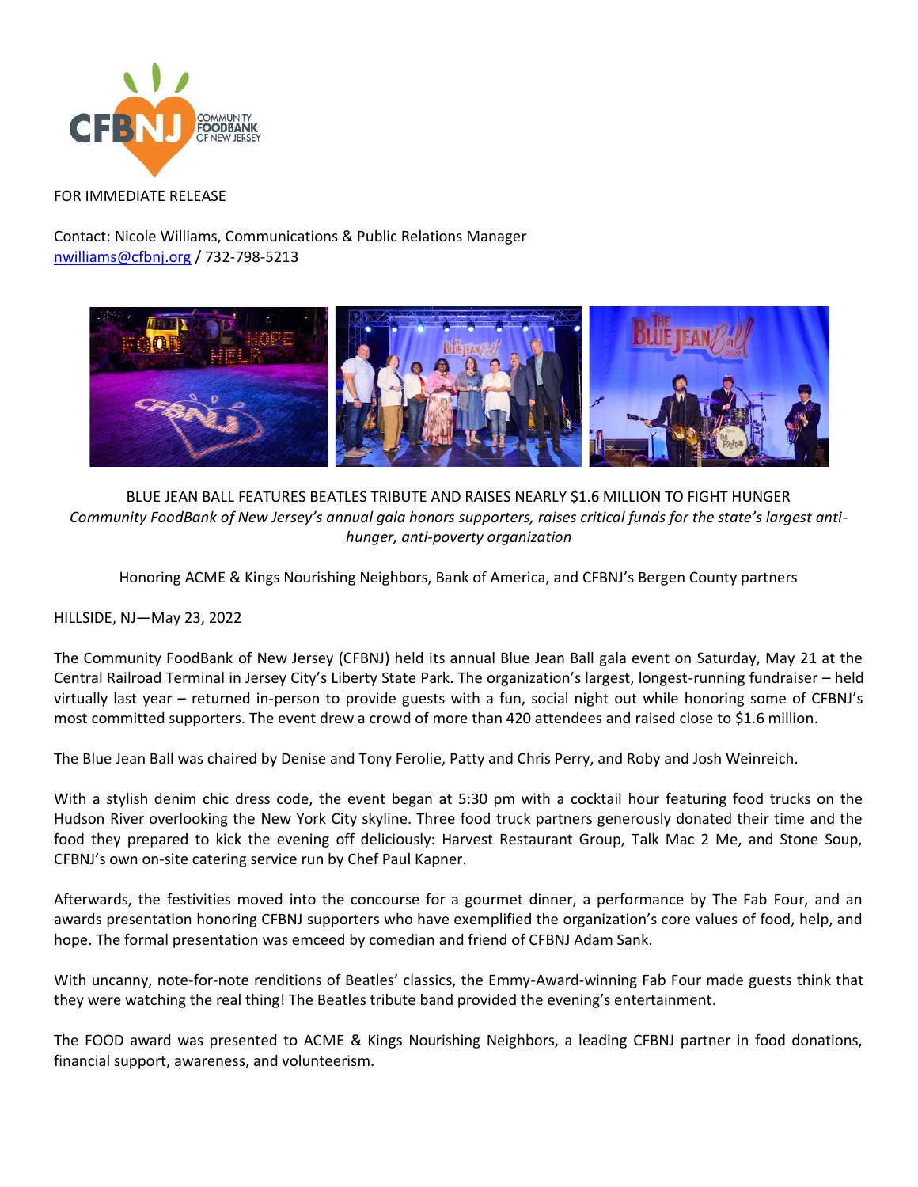FOR IMMEDIATE RELEASE

Contact: Nicole Williams, Communications & Public Relations Manager
nwilliams@cfbnj.org / 732-798-5213

BLUE JEAN BALL FEATURES BEATLES TRIBUTE AND RAISES NEARLY $1.6 MILLION TO FIGHT HUNGER

*Community FoodBank of New Jersey's annual gala honors supporters, raises critical funds for the state's largest anti-hunger, anti-poverty organization*

Honoring ACME & Kings Nourishing Neighbors, Bank of America, and CFBNJ's Bergen County partners

HILLSIDE, NJ—May 23, 2022

The Community FoodBank of New Jersey (CFBNJ) held its annual Blue Jean Ball gala event on Saturday, May 21 at the Central Railroad Terminal in Jersey City's Liberty State Park. The organization's largest, longest-running fundraiser – held virtually last year – returned in-person to provide guests with a fun, social night out while honoring some of CFBNJ's most committed supporters. The event drew a crowd of more than 420 attendees and raised close to $1.6 million.

The Blue Jean Ball was chaired by Denise and Tony Ferolie, Patty and Chris Perry, and Roby and Josh Weinreich.

With a stylish denim chic dress code, the event began at 5:30 pm with a cocktail hour featuring food trucks on the Hudson River overlooking the New York City skyline. Three food truck partners generously donated their time and the food they prepared to kick the evening off deliciously: Harvest Restaurant Group, Talk Mac 2 Me, and Stone Soup, CFBNJ's own on-site catering service run by Chef Paul Kapner.

Afterwards, the festivities moved into the concourse for a gourmet dinner, a performance by The Fab Four, and an awards presentation honoring CFBNJ supporters who have exemplified the organization's core values of food, help, and hope. The formal presentation was emceed by comedian and friend of CFBNJ Adam Sank.

With uncanny, note-for-note renditions of Beatles' classics, the Emmy-Award-winning Fab Four made guests think that they were watching the real thing! The Beatles tribute band provided the evening's entertainment.

The FOOD award was presented to ACME & Kings Nourishing Neighbors, a leading CFBNJ partner in food donations, financial support, awareness, and volunteerism.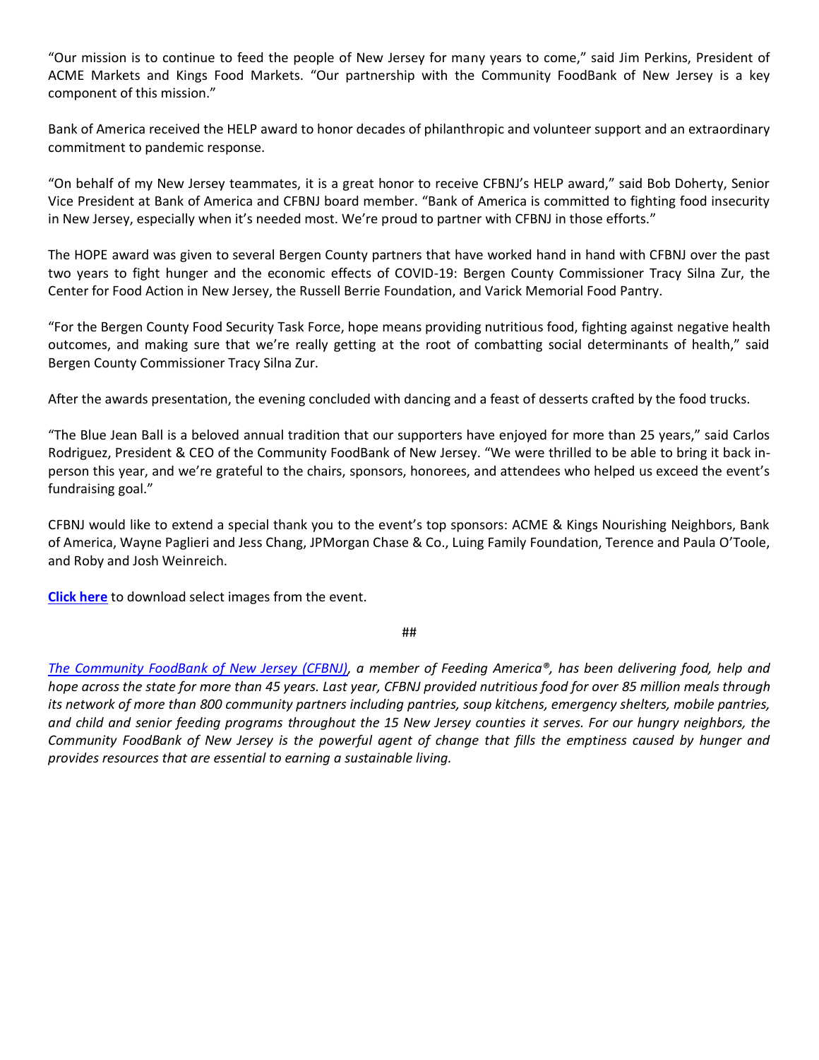"Our mission is to continue to feed the people of New Jersey for many years to come," said Jim Perkins, President of ACME Markets and Kings Food Markets. "Our partnership with the Community FoodBank of New Jersey is a key component of this mission."

Bank of America received the HELP award to honor decades of philanthropic and volunteer support and an extraordinary commitment to pandemic response.

"On behalf of my New Jersey teammates, it is a great honor to receive CFBNJ's HELP award," said Bob Doherty, Senior Vice President at Bank of America and CFBNJ board member. "Bank of America is committed to fighting food insecurity in New Jersey, especially when it's needed most. We're proud to partner with CFBNJ in those efforts."

The HOPE award was given to several Bergen County partners that have worked hand in hand with CFBNJ over the past two years to fight hunger and the economic effects of COVID-19: Bergen County Commissioner Tracy Silna Zur, the Center for Food Action in New Jersey, the Russell Berrie Foundation, and Varick Memorial Food Pantry.

"For the Bergen County Food Security Task Force, hope means providing nutritious food, fighting against negative health outcomes, and making sure that we're really getting at the root of combatting social determinants of health," said Bergen County Commissioner Tracy Silna Zur.

After the awards presentation, the evening concluded with dancing and a feast of desserts crafted by the food trucks.

"The Blue Jean Ball is a beloved annual tradition that our supporters have enjoyed for more than 25 years," said Carlos Rodriguez, President & CEO of the Community FoodBank of New Jersey. "We were thrilled to be able to bring it back in-person this year, and we're grateful to the chairs, sponsors, honorees, and attendees who helped us exceed the event's fundraising goal."

CFBNJ would like to extend a special thank you to the event's top sponsors: ACME & Kings Nourishing Neighbors, Bank of America, Wayne Paglieri and Jess Chang, JPMorgan Chase & Co., Luing Family Foundation, Terence and Paula O'Toole, and Roby and Josh Weinreich.

**Click here** to download select images from the event.

##

*The Community FoodBank of New Jersey (CFBNJ), a member of Feeding America®, has been delivering food, help and hope across the state for more than 45 years. Last year, CFBNJ provided nutritious food for over 85 million meals through its network of more than 800 community partners including pantries, soup kitchens, emergency shelters, mobile pantries, and child and senior feeding programs throughout the 15 New Jersey counties it serves. For our hungry neighbors, the Community FoodBank of New Jersey is the powerful agent of change that fills the emptiness caused by hunger and provides resources that are essential to earning a sustainable living.*